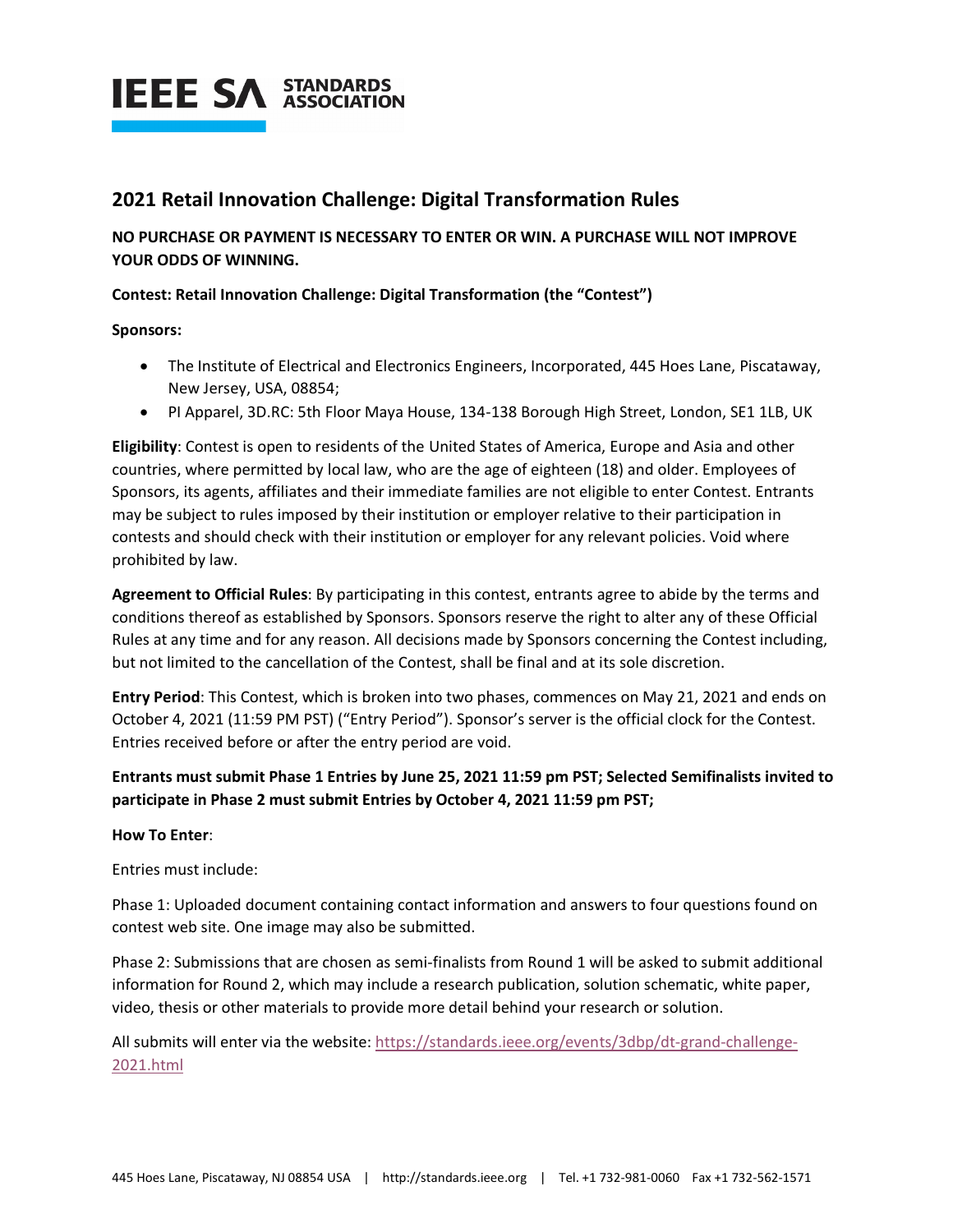**IEEE SA STANDARDS ASSOCIATION**

## 2021 Retail Innovation Challenge: Digital Transformation Rules

**NO PURCHASE OR PAYMENT IS NECESSARY TO ENTER OR WIN. A PURCHASE WILL NOT IMPROVE YOUR ODDS OF WINNING.**

**Contest: Retail Innovation Challenge: Digital Transformation (the "Contest")**

**Sponsors:**

- The Institute of Electrical and Electronics Engineers, Incorporated, 445 Hoes Lane, Piscataway, New Jersey, USA, 08854;
- PI Apparel, 3D.RC: 5th Floor Maya House, 134-138 Borough High Street, London, SE1 1LB, UK

**Eligibility**: Contest is open to residents of the United States of America, Europe and Asia and other countries, where permitted by local law, who are the age of eighteen (18) and older. Employees of Sponsors, its agents, affiliates and their immediate families are not eligible to enter Contest. Entrants may be subject to rules imposed by their institution or employer relative to their participation in contests and should check with their institution or employer for any relevant policies. Void where prohibited by law.

**Agreement to Official Rules**: By participating in this contest, entrants agree to abide by the terms and conditions thereof as established by Sponsors. Sponsors reserve the right to alter any of these Official Rules at any time and for any reason. All decisions made by Sponsors concerning the Contest including, but not limited to the cancellation of the Contest, shall be final and at its sole discretion.

**Entry Period**: This Contest, which is broken into two phases, commences on May 21, 2021 and ends on October 4, 2021 (11:59 PM PST) ("Entry Period"). Sponsor's server is the official clock for the Contest. Entries received before or after the entry period are void.

**Entrants must submit Phase 1 Entries by June 25, 2021 11:59 pm PST; Selected Semifinalists invited to participate in Phase 2 must submit Entries by October 4, 2021 11:59 pm PST;**

**How To Enter**:

Entries must include:

Phase 1: Uploaded document containing contact information and answers to four questions found on contest web site. One image may also be submitted.

Phase 2: Submissions that are chosen as semi-finalists from Round 1 will be asked to submit additional information for Round 2, which may include a research publication, solution schematic, white paper, video, thesis or other materials to provide more detail behind your research or solution.

All submits will enter via the website: [https://standards.ieee.org/events/3dbp/dt-grand-challenge-2021.html](https://standards.ieee.org/events/3dbp/dt-grand-challenge-2021.html)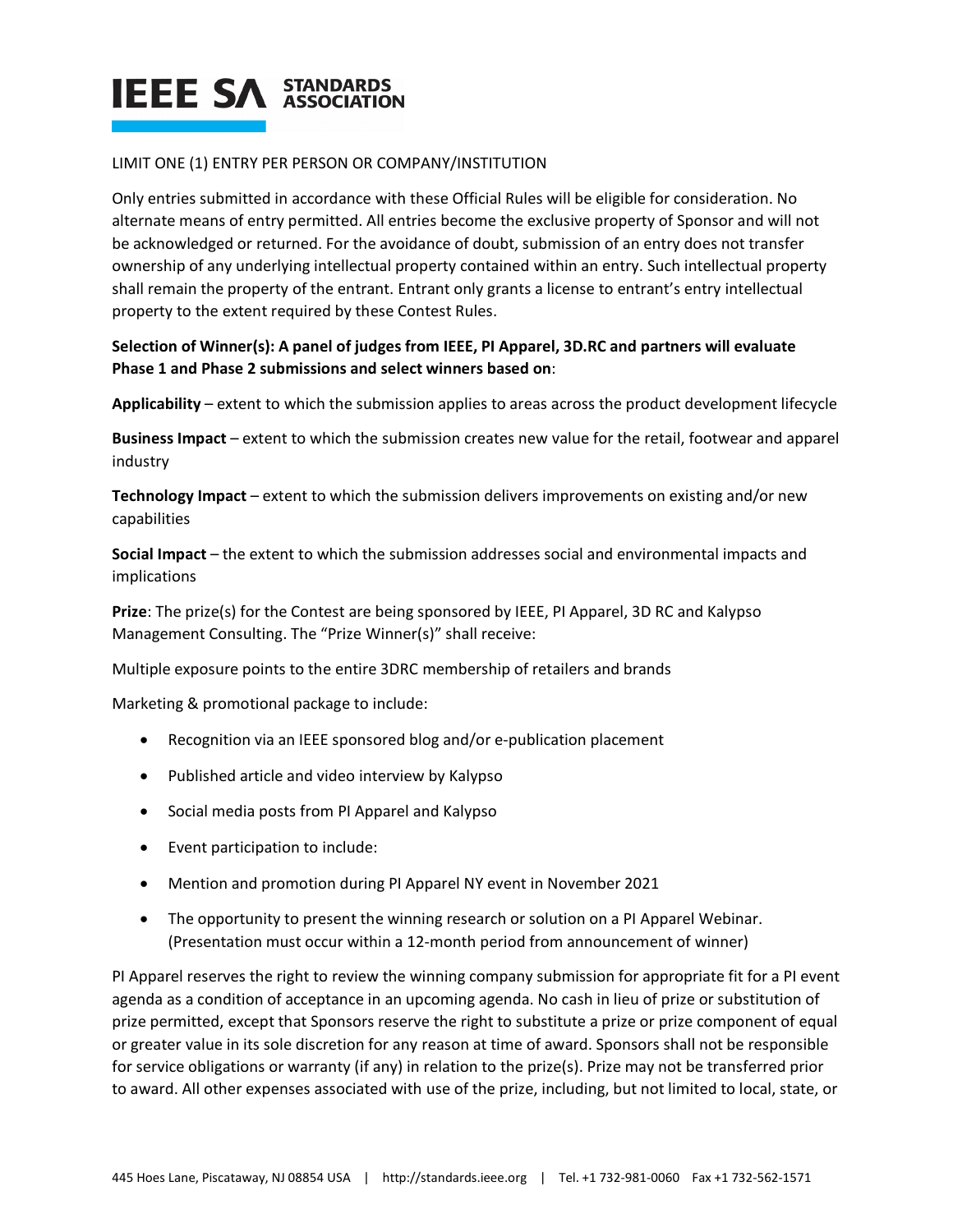LIMIT ONE (1) ENTRY PER PERSON OR COMPANY/INSTITUTION

Only entries submitted in accordance with these Official Rules will be eligible for consideration. No alternate means of entry permitted. All entries become the exclusive property of Sponsor and will not be acknowledged or returned. For the avoidance of doubt, submission of an entry does not transfer ownership of any underlying intellectual property contained within an entry. Such intellectual property shall remain the property of the entrant. Entrant only grants a license to entrant's entry intellectual property to the extent required by these Contest Rules.

**Selection of Winner(s): A panel of judges from IEEE, PI Apparel, 3D.RC and partners will evaluate Phase 1 and Phase 2 submissions and select winners based on**:

**Applicability** – extent to which the submission applies to areas across the product development lifecycle

**Business Impact** – extent to which the submission creates new value for the retail, footwear and apparel industry

**Technology Impact** – extent to which the submission delivers improvements on existing and/or new capabilities

**Social Impact** – the extent to which the submission addresses social and environmental impacts and implications

**Prize**: The prize(s) for the Contest are being sponsored by IEEE, PI Apparel, 3D RC and Kalypso Management Consulting. The "Prize Winner(s)" shall receive:

Multiple exposure points to the entire 3DRC membership of retailers and brands

Marketing & promotional package to include:

- Recognition via an IEEE sponsored blog and/or e-publication placement
- Published article and video interview by Kalypso
- Social media posts from PI Apparel and Kalypso
- Event participation to include:
- Mention and promotion during PI Apparel NY event in November 2021
- The opportunity to present the winning research or solution on a PI Apparel Webinar. (Presentation must occur within a 12-month period from announcement of winner)

PI Apparel reserves the right to review the winning company submission for appropriate fit for a PI event agenda as a condition of acceptance in an upcoming agenda. No cash in lieu of prize or substitution of prize permitted, except that Sponsors reserve the right to substitute a prize or prize component of equal or greater value in its sole discretion for any reason at time of award. Sponsors shall not be responsible for service obligations or warranty (if any) in relation to the prize(s). Prize may not be transferred prior to award. All other expenses associated with use of the prize, including, but not limited to local, state, or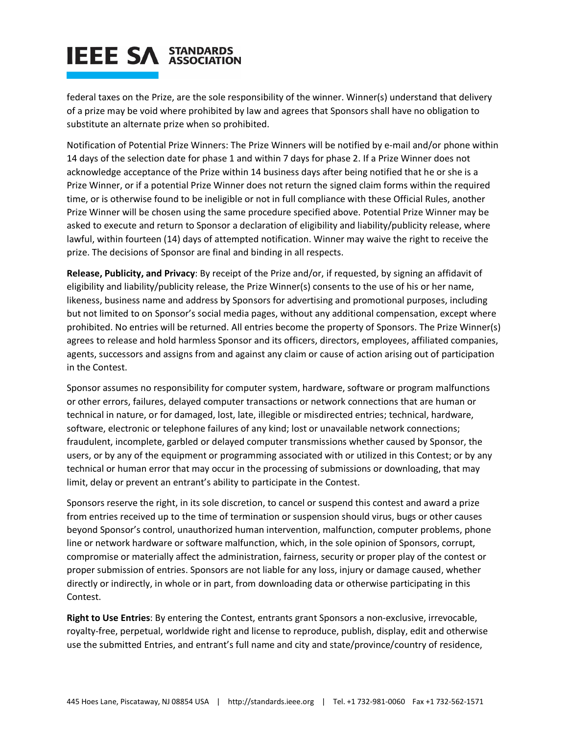federal taxes on the Prize, are the sole responsibility of the winner. Winner(s) understand that delivery of a prize may be void where prohibited by law and agrees that Sponsors shall have no obligation to substitute an alternate prize when so prohibited.

Notification of Potential Prize Winners: The Prize Winners will be notified by e-mail and/or phone within 14 days of the selection date for phase 1 and within 7 days for phase 2. If a Prize Winner does not acknowledge acceptance of the Prize within 14 business days after being notified that he or she is a Prize Winner, or if a potential Prize Winner does not return the signed claim forms within the required time, or is otherwise found to be ineligible or not in full compliance with these Official Rules, another Prize Winner will be chosen using the same procedure specified above. Potential Prize Winner may be asked to execute and return to Sponsor a declaration of eligibility and liability/publicity release, where lawful, within fourteen (14) days of attempted notification. Winner may waive the right to receive the prize. The decisions of Sponsor are final and binding in all respects.

**Release, Publicity, and Privacy**: By receipt of the Prize and/or, if requested, by signing an affidavit of eligibility and liability/publicity release, the Prize Winner(s) consents to the use of his or her name, likeness, business name and address by Sponsors for advertising and promotional purposes, including but not limited to on Sponsor's social media pages, without any additional compensation, except where prohibited. No entries will be returned. All entries become the property of Sponsors. The Prize Winner(s) agrees to release and hold harmless Sponsor and its officers, directors, employees, affiliated companies, agents, successors and assigns from and against any claim or cause of action arising out of participation in the Contest.

Sponsor assumes no responsibility for computer system, hardware, software or program malfunctions or other errors, failures, delayed computer transactions or network connections that are human or technical in nature, or for damaged, lost, late, illegible or misdirected entries; technical, hardware, software, electronic or telephone failures of any kind; lost or unavailable network connections; fraudulent, incomplete, garbled or delayed computer transmissions whether caused by Sponsor, the users, or by any of the equipment or programming associated with or utilized in this Contest; or by any technical or human error that may occur in the processing of submissions or downloading, that may limit, delay or prevent an entrant's ability to participate in the Contest.

Sponsors reserve the right, in its sole discretion, to cancel or suspend this contest and award a prize from entries received up to the time of termination or suspension should virus, bugs or other causes beyond Sponsor's control, unauthorized human intervention, malfunction, computer problems, phone line or network hardware or software malfunction, which, in the sole opinion of Sponsors, corrupt, compromise or materially affect the administration, fairness, security or proper play of the contest or proper submission of entries. Sponsors are not liable for any loss, injury or damage caused, whether directly or indirectly, in whole or in part, from downloading data or otherwise participating in this Contest.

**Right to Use Entries**: By entering the Contest, entrants grant Sponsors a non-exclusive, irrevocable, royalty-free, perpetual, worldwide right and license to reproduce, publish, display, edit and otherwise use the submitted Entries, and entrant's full name and city and state/province/country of residence,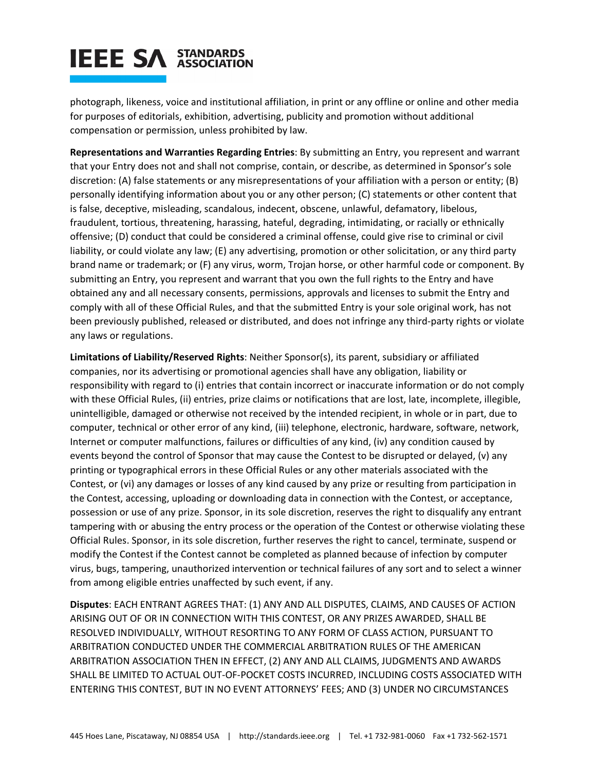photograph, likeness, voice and institutional affiliation, in print or any offline or online and other media for purposes of editorials, exhibition, advertising, publicity and promotion without additional compensation or permission, unless prohibited by law.

**Representations and Warranties Regarding Entries**: By submitting an Entry, you represent and warrant that your Entry does not and shall not comprise, contain, or describe, as determined in Sponsor's sole discretion: (A) false statements or any misrepresentations of your affiliation with a person or entity; (B) personally identifying information about you or any other person; (C) statements or other content that is false, deceptive, misleading, scandalous, indecent, obscene, unlawful, defamatory, libelous, fraudulent, tortious, threatening, harassing, hateful, degrading, intimidating, or racially or ethnically offensive; (D) conduct that could be considered a criminal offense, could give rise to criminal or civil liability, or could violate any law; (E) any advertising, promotion or other solicitation, or any third party brand name or trademark; or (F) any virus, worm, Trojan horse, or other harmful code or component. By submitting an Entry, you represent and warrant that you own the full rights to the Entry and have obtained any and all necessary consents, permissions, approvals and licenses to submit the Entry and comply with all of these Official Rules, and that the submitted Entry is your sole original work, has not been previously published, released or distributed, and does not infringe any third-party rights or violate any laws or regulations.

**Limitations of Liability/Reserved Rights**: Neither Sponsor(s), its parent, subsidiary or affiliated companies, nor its advertising or promotional agencies shall have any obligation, liability or responsibility with regard to (i) entries that contain incorrect or inaccurate information or do not comply with these Official Rules, (ii) entries, prize claims or notifications that are lost, late, incomplete, illegible, unintelligible, damaged or otherwise not received by the intended recipient, in whole or in part, due to computer, technical or other error of any kind, (iii) telephone, electronic, hardware, software, network, Internet or computer malfunctions, failures or difficulties of any kind, (iv) any condition caused by events beyond the control of Sponsor that may cause the Contest to be disrupted or delayed, (v) any printing or typographical errors in these Official Rules or any other materials associated with the Contest, or (vi) any damages or losses of any kind caused by any prize or resulting from participation in the Contest, accessing, uploading or downloading data in connection with the Contest, or acceptance, possession or use of any prize. Sponsor, in its sole discretion, reserves the right to disqualify any entrant tampering with or abusing the entry process or the operation of the Contest or otherwise violating these Official Rules. Sponsor, in its sole discretion, further reserves the right to cancel, terminate, suspend or modify the Contest if the Contest cannot be completed as planned because of infection by computer virus, bugs, tampering, unauthorized intervention or technical failures of any sort and to select a winner from among eligible entries unaffected by such event, if any.

**Disputes**: EACH ENTRANT AGREES THAT: (1) ANY AND ALL DISPUTES, CLAIMS, AND CAUSES OF ACTION ARISING OUT OF OR IN CONNECTION WITH THIS CONTEST, OR ANY PRIZES AWARDED, SHALL BE RESOLVED INDIVIDUALLY, WITHOUT RESORTING TO ANY FORM OF CLASS ACTION, PURSUANT TO ARBITRATION CONDUCTED UNDER THE COMMERCIAL ARBITRATION RULES OF THE AMERICAN ARBITRATION ASSOCIATION THEN IN EFFECT, (2) ANY AND ALL CLAIMS, JUDGMENTS AND AWARDS SHALL BE LIMITED TO ACTUAL OUT-OF-POCKET COSTS INCURRED, INCLUDING COSTS ASSOCIATED WITH ENTERING THIS CONTEST, BUT IN NO EVENT ATTORNEYS' FEES; AND (3) UNDER NO CIRCUMSTANCES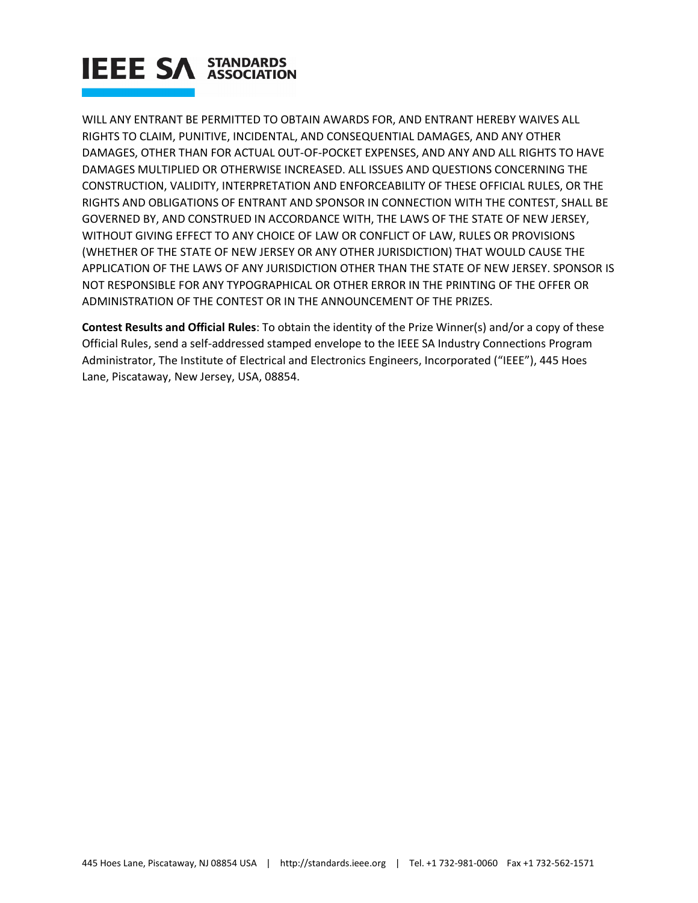WILL ANY ENTRANT BE PERMITTED TO OBTAIN AWARDS FOR, AND ENTRANT HEREBY WAIVES ALL RIGHTS TO CLAIM, PUNITIVE, INCIDENTAL, AND CONSEQUENTIAL DAMAGES, AND ANY OTHER DAMAGES, OTHER THAN FOR ACTUAL OUT-OF-POCKET EXPENSES, AND ANY AND ALL RIGHTS TO HAVE DAMAGES MULTIPLIED OR OTHERWISE INCREASED. ALL ISSUES AND QUESTIONS CONCERNING THE CONSTRUCTION, VALIDITY, INTERPRETATION AND ENFORCEABILITY OF THESE OFFICIAL RULES, OR THE RIGHTS AND OBLIGATIONS OF ENTRANT AND SPONSOR IN CONNECTION WITH THE CONTEST, SHALL BE GOVERNED BY, AND CONSTRUED IN ACCORDANCE WITH, THE LAWS OF THE STATE OF NEW JERSEY, WITHOUT GIVING EFFECT TO ANY CHOICE OF LAW OR CONFLICT OF LAW, RULES OR PROVISIONS (WHETHER OF THE STATE OF NEW JERSEY OR ANY OTHER JURISDICTION) THAT WOULD CAUSE THE APPLICATION OF THE LAWS OF ANY JURISDICTION OTHER THAN THE STATE OF NEW JERSEY. SPONSOR IS NOT RESPONSIBLE FOR ANY TYPOGRAPHICAL OR OTHER ERROR IN THE PRINTING OF THE OFFER OR ADMINISTRATION OF THE CONTEST OR IN THE ANNOUNCEMENT OF THE PRIZES.

**Contest Results and Official Rules**: To obtain the identity of the Prize Winner(s) and/or a copy of these Official Rules, send a self-addressed stamped envelope to the IEEE SA Industry Connections Program Administrator, The Institute of Electrical and Electronics Engineers, Incorporated ("IEEE"), 445 Hoes Lane, Piscataway, New Jersey, USA, 08854.